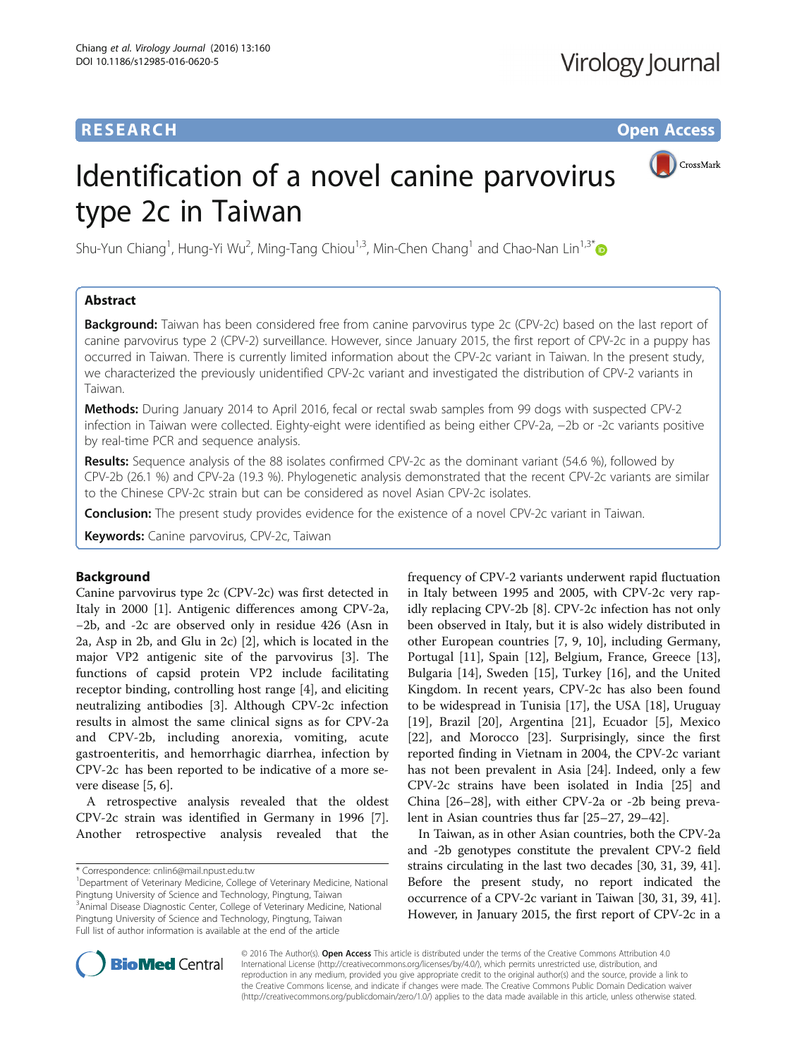RESEARCH Open Access

# Identification of a novel canine parvovirus type 2c in Taiwan

Shu-Yun Chiang[1], Hung-Yi Wu[2], Ming-Tang Chiou[1,3], Min-Chen Chang[1] and Chao-Nan Lin[1,3*]

## Abstract

**Background:** Taiwan has been considered free from canine parvovirus type 2c (CPV-2c) based on the last report of canine parvovirus type 2 (CPV-2) surveillance. However, since January 2015, the first report of CPV-2c in a puppy has occurred in Taiwan. There is currently limited information about the CPV-2c variant in Taiwan. In the present study, we characterized the previously unidentified CPV-2c variant and investigated the distribution of CPV-2 variants in Taiwan.

**Methods:** During January 2014 to April 2016, fecal or rectal swab samples from 99 dogs with suspected CPV-2 infection in Taiwan were collected. Eighty-eight were identified as being either CPV-2a, −2b or -2c variants positive by real-time PCR and sequence analysis.

**Results:** Sequence analysis of the 88 isolates confirmed CPV-2c as the dominant variant (54.6 %), followed by CPV-2b (26.1 %) and CPV-2a (19.3 %). Phylogenetic analysis demonstrated that the recent CPV-2c variants are similar to the Chinese CPV-2c strain but can be considered as novel Asian CPV-2c isolates.

**Conclusion:** The present study provides evidence for the existence of a novel CPV-2c variant in Taiwan.

**Keywords:** Canine parvovirus, CPV-2c, Taiwan

## Background

Canine parvovirus type 2c (CPV-2c) was first detected in Italy in 2000 [1]. Antigenic differences among CPV-2a, −2b, and -2c are observed only in residue 426 (Asn in 2a, Asp in 2b, and Glu in 2c) [2], which is located in the major VP2 antigenic site of the parvovirus [3]. The functions of capsid protein VP2 include facilitating receptor binding, controlling host range [4], and eliciting neutralizing antibodies [3]. Although CPV-2c infection results in almost the same clinical signs as for CPV-2a and CPV-2b, including anorexia, vomiting, acute gastroenteritis, and hemorrhagic diarrhea, infection by CPV-2c has been reported to be indicative of a more severe disease [5, 6].

A retrospective analysis revealed that the oldest CPV-2c strain was identified in Germany in 1996 [7]. Another retrospective analysis revealed that the frequency of CPV-2 variants underwent rapid fluctuation in Italy between 1995 and 2005, with CPV-2c very rapidly replacing CPV-2b [8]. CPV-2c infection has not only been observed in Italy, but it is also widely distributed in other European countries [7, 9, 10], including Germany, Portugal [11], Spain [12], Belgium, France, Greece [13], Bulgaria [14], Sweden [15], Turkey [16], and the United Kingdom. In recent years, CPV-2c has also been found to be widespread in Tunisia [17], the USA [18], Uruguay [19], Brazil [20], Argentina [21], Ecuador [5], Mexico [22], and Morocco [23]. Surprisingly, since the first reported finding in Vietnam in 2004, the CPV-2c variant has not been prevalent in Asia [24]. Indeed, only a few CPV-2c strains have been isolated in India [25] and China [26–28], with either CPV-2a or -2b being prevalent in Asian countries thus far [25–27, 29–42].

In Taiwan, as in other Asian countries, both the CPV-2a and -2b genotypes constitute the prevalent CPV-2 field strains circulating in the last two decades [30, 31, 39, 41]. Before the present study, no report indicated the occurrence of a CPV-2c variant in Taiwan [30, 31, 39, 41]. However, in January 2015, the first report of CPV-2c in a

* Correspondence: cnlin6@mail.npust.edu.tw
[1]Department of Veterinary Medicine, College of Veterinary Medicine, National Pingtung University of Science and Technology, Pingtung, Taiwan
[3]Animal Disease Diagnostic Center, College of Veterinary Medicine, National Pingtung University of Science and Technology, Pingtung, Taiwan
Full list of author information is available at the end of the article

© 2016 The Author(s). **Open Access** This article is distributed under the terms of the Creative Commons Attribution 4.0 International License (http://creativecommons.org/licenses/by/4.0/), which permits unrestricted use, distribution, and reproduction in any medium, provided you give appropriate credit to the original author(s) and the source, provide a link to the Creative Commons license, and indicate if changes were made. The Creative Commons Public Domain Dedication waiver (http://creativecommons.org/publicdomain/zero/1.0/) applies to the data made available in this article, unless otherwise stated.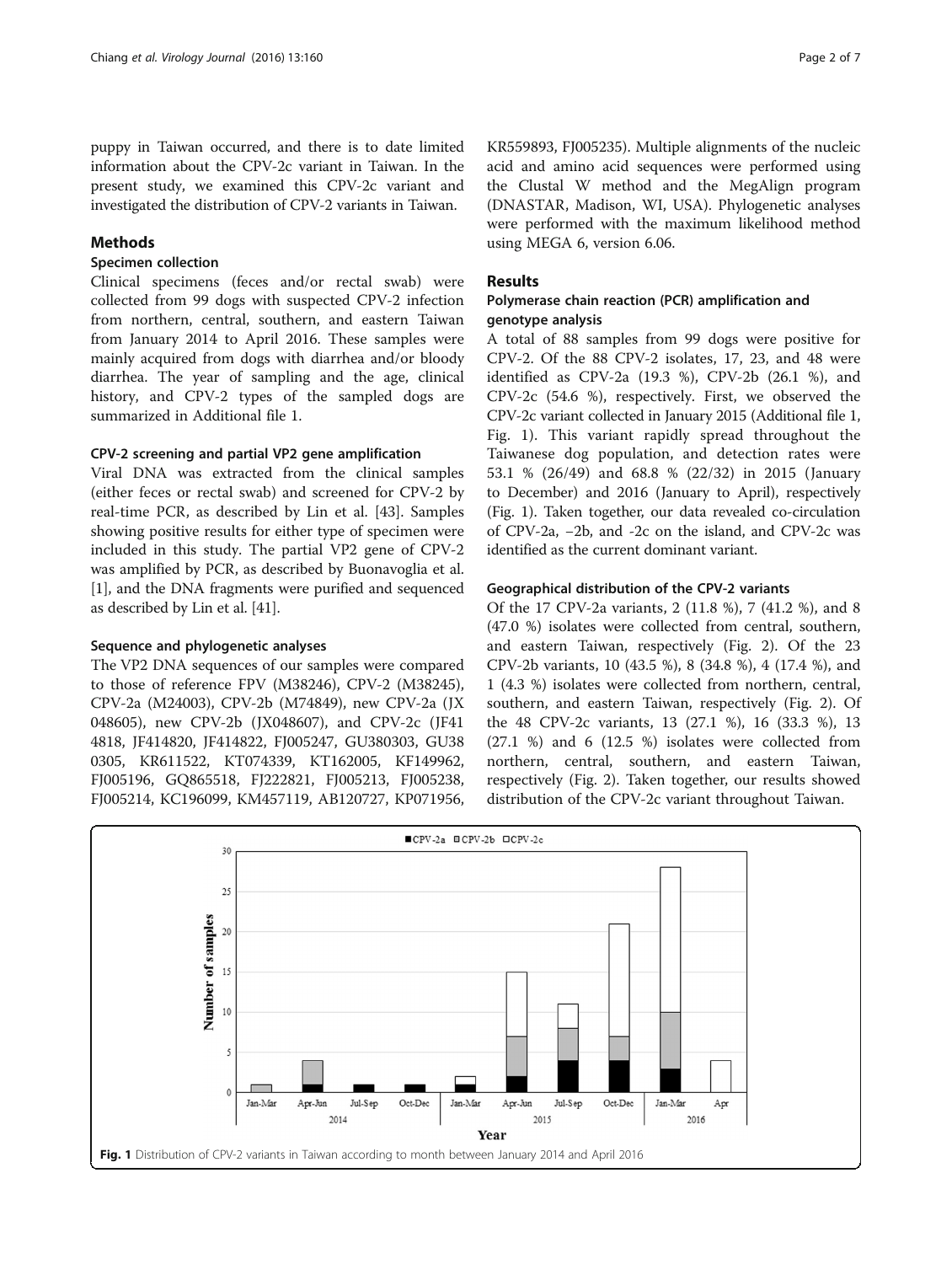puppy in Taiwan occurred, and there is to date limited information about the CPV-2c variant in Taiwan. In the present study, we examined this CPV-2c variant and investigated the distribution of CPV-2 variants in Taiwan.

## Methods

### Specimen collection

Clinical specimens (feces and/or rectal swab) were collected from 99 dogs with suspected CPV-2 infection from northern, central, southern, and eastern Taiwan from January 2014 to April 2016. These samples were mainly acquired from dogs with diarrhea and/or bloody diarrhea. The year of sampling and the age, clinical history, and CPV-2 types of the sampled dogs are summarized in Additional file 1.

### CPV-2 screening and partial VP2 gene amplification

Viral DNA was extracted from the clinical samples (either feces or rectal swab) and screened for CPV-2 by real-time PCR, as described by Lin et al. [43]. Samples showing positive results for either type of specimen were included in this study. The partial VP2 gene of CPV-2 was amplified by PCR, as described by Buonavoglia et al. [1], and the DNA fragments were purified and sequenced as described by Lin et al. [41].

### Sequence and phylogenetic analyses

The VP2 DNA sequences of our samples were compared to those of reference FPV (M38246), CPV-2 (M38245), CPV-2a (M24003), CPV-2b (M74849), new CPV-2a (JX 048605), new CPV-2b (JX048607), and CPV-2c (JF41 4818, JF414820, JF414822, FJ005247, GU380303, GU38 0305, KR611522, KT074339, KT162005, KF149962, FJ005196, GQ865518, FJ222821, FJ005213, FJ005238, FJ005214, KC196099, KM457119, AB120727, KP071956, KR559893, FJ005235). Multiple alignments of the nucleic acid and amino acid sequences were performed using the Clustal W method and the MegAlign program (DNASTAR, Madison, WI, USA). Phylogenetic analyses were performed with the maximum likelihood method using MEGA 6, version 6.06.

## Results

### Polymerase chain reaction (PCR) amplification and genotype analysis

A total of 88 samples from 99 dogs were positive for CPV-2. Of the 88 CPV-2 isolates, 17, 23, and 48 were identified as CPV-2a (19.3 %), CPV-2b (26.1 %), and CPV-2c (54.6 %), respectively. First, we observed the CPV-2c variant collected in January 2015 (Additional file 1, Fig. 1). This variant rapidly spread throughout the Taiwanese dog population, and detection rates were 53.1 % (26/49) and 68.8 % (22/32) in 2015 (January to December) and 2016 (January to April), respectively (Fig. 1). Taken together, our data revealed co-circulation of CPV-2a, −2b, and -2c on the island, and CPV-2c was identified as the current dominant variant.

### Geographical distribution of the CPV-2 variants

Of the 17 CPV-2a variants, 2 (11.8 %), 7 (41.2 %), and 8 (47.0 %) isolates were collected from central, southern, and eastern Taiwan, respectively (Fig. 2). Of the 23 CPV-2b variants, 10 (43.5 %), 8 (34.8 %), 4 (17.4 %), and 1 (4.3 %) isolates were collected from northern, central, southern, and eastern Taiwan, respectively (Fig. 2). Of the 48 CPV-2c variants, 13 (27.1 %), 16 (33.3 %), 13 (27.1 %) and 6 (12.5 %) isolates were collected from northern, central, southern, and eastern Taiwan, respectively (Fig. 2). Taken together, our results showed distribution of the CPV-2c variant throughout Taiwan.

**Fig. 1** Distribution of CPV-2 variants in Taiwan according to month between January 2014 and April 2016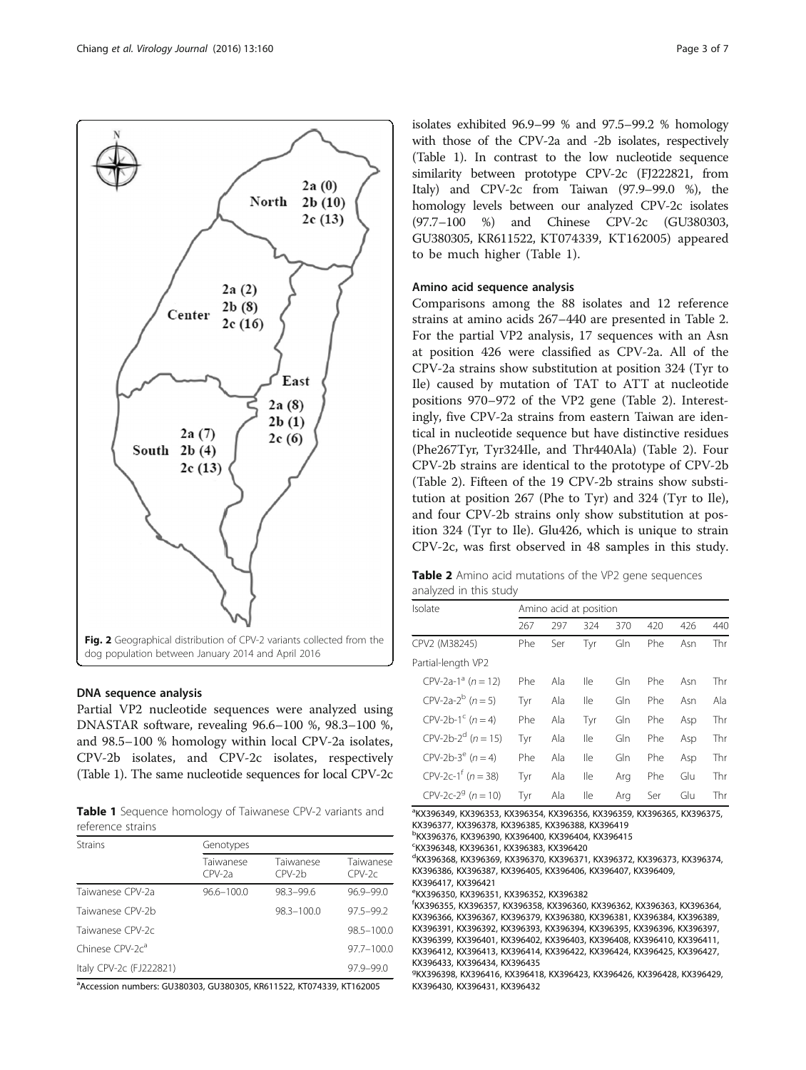Fig. 2 Geographical distribution of CPV-2 variants collected from the dog population between January 2014 and April 2016

#### DNA sequence analysis

Partial VP2 nucleotide sequences were analyzed using DNASTAR software, revealing 96.6–100 %, 98.3–100 %, and 98.5–100 % homology within local CPV-2a isolates, CPV-2b isolates, and CPV-2c isolates, respectively (Table 1). The same nucleotide sequences for local CPV-2c isolates exhibited 96.9–99 % and 97.5–99.2 % homology with those of the CPV-2a and -2b isolates, respectively (Table 1). In contrast to the low nucleotide sequence similarity between prototype CPV-2c (FJ222821, from Italy) and CPV-2c from Taiwan (97.9–99.0 %), the homology levels between our analyzed CPV-2c isolates (97.7–100 %) and Chinese CPV-2c (GU380303, GU380305, KR611522, KT074339, KT162005) appeared to be much higher (Table 1).

**Table 1** Sequence homology of Taiwanese CPV-2 variants and reference strains

| Strains | Genotypes | | |
|---|---|---|---|
| | Taiwanese CPV-2a | Taiwanese CPV-2b | Taiwanese CPV-2c |
| Taiwanese CPV-2a | 96.6–100.0 | 98.3–99.6 | 96.9–99.0 |
| Taiwanese CPV-2b | | 98.3–100.0 | 97.5–99.2 |
| Taiwanese CPV-2c | | | 98.5–100.0 |
| Chinese CPV-2c[a] | | | 97.7–100.0 |
| Italy CPV-2c (FJ222821) | | | 97.9–99.0 |

[a]Accession numbers: GU380303, GU380305, KR611522, KT074339, KT162005

#### Amino acid sequence analysis

Comparisons among the 88 isolates and 12 reference strains at amino acids 267–440 are presented in Table 2. For the partial VP2 analysis, 17 sequences with an Asn at position 426 were classified as CPV-2a. All of the CPV-2a strains show substitution at position 324 (Tyr to Ile) caused by mutation of TAT to ATT at nucleotide positions 970–972 of the VP2 gene (Table 2). Interestingly, five CPV-2a strains from eastern Taiwan are identical in nucleotide sequence but have distinctive residues (Phe267Tyr, Tyr324Ile, and Thr440Ala) (Table 2). Four CPV-2b strains are identical to the prototype of CPV-2b (Table 2). Fifteen of the 19 CPV-2b strains show substitution at position 267 (Phe to Tyr) and 324 (Tyr to Ile), and four CPV-2b strains only show substitution at position 324 (Tyr to Ile). Glu426, which is unique to strain CPV-2c, was first observed in 48 samples in this study.

**Table 2** Amino acid mutations of the VP2 gene sequences analyzed in this study

| Isolate | Amino acid at position | | | | | | |
|---|---|---|---|---|---|---|---|
| | 267 | 297 | 324 | 370 | 420 | 426 | 440 |
| CPV2 (M38245) | Phe | Ser | Tyr | Gln | Phe | Asn | Thr |
| Partial-length VP2 | | | | | | | |
| CPV-2a-1[a] (n = 12) | Phe | Ala | Ile | Gln | Phe | Asn | Thr |
| CPV-2a-2[b] (n = 5) | Tyr | Ala | Ile | Gln | Phe | Asn | Ala |
| CPV-2b-1[c] (n = 4) | Phe | Ala | Tyr | Gln | Phe | Asp | Thr |
| CPV-2b-2[d] (n = 15) | Tyr | Ala | Ile | Gln | Phe | Asp | Thr |
| CPV-2b-3[e] (n = 4) | Phe | Ala | Ile | Gln | Phe | Asp | Thr |
| CPV-2c-1[f] (n = 38) | Tyr | Ala | Ile | Arg | Phe | Glu | Thr |
| CPV-2c-2[g] (n = 10) | Tyr | Ala | Ile | Arg | Ser | Glu | Thr |

[a]KX396349, KX396353, KX396354, KX396356, KX396359, KX396365, KX396375, KX396377, KX396378, KX396385, KX396388, KX396419
[b]KX396376, KX396390, KX396400, KX396404, KX396415
[c]KX396348, KX396361, KX396383, KX396420
[d]KX396368, KX396369, KX396370, KX396371, KX396372, KX396373, KX396374, KX396386, KX396387, KX396405, KX396406, KX396407, KX396409, KX396417, KX396421
[e]KX396350, KX396351, KX396352, KX396382
[f]KX396355, KX396357, KX396358, KX396360, KX396362, KX396363, KX396364, KX396366, KX396367, KX396379, KX396380, KX396381, KX396384, KX396389, KX396391, KX396392, KX396393, KX396394, KX396395, KX396396, KX396397, KX396399, KX396401, KX396402, KX396403, KX396408, KX396410, KX396411, KX396412, KX396413, KX396414, KX396422, KX396424, KX396425, KX396427, KX396433, KX396434, KX396435
[g]KX396398, KX396416, KX396418, KX396423, KX396426, KX396428, KX396429, KX396430, KX396431, KX396432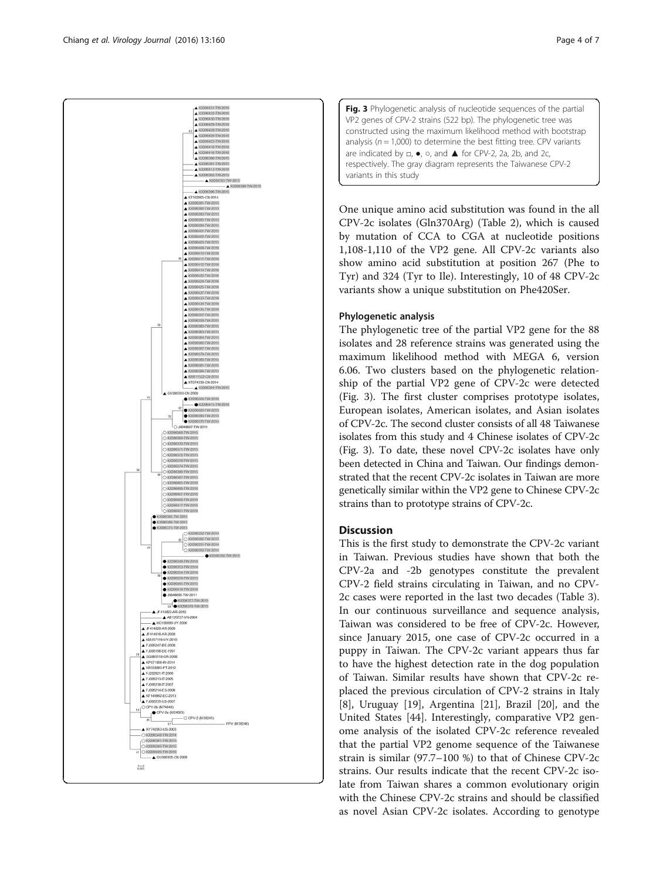**Fig. 3** Phylogenetic analysis of nucleotide sequences of the partial VP2 genes of CPV-2 strains (522 bp). The phylogenetic tree was constructed using the maximum likelihood method with bootstrap analysis ($n = 1,000$) to determine the best fitting tree. CPV variants are indicated by □, ●, ○, and ▲ for CPV-2, 2a, 2b, and 2c, respectively. The gray diagram represents the Taiwanese CPV-2 variants in this study

One unique amino acid substitution was found in the all CPV-2c isolates (Gln370Arg) (Table 2), which is caused by mutation of CCA to CGA at nucleotide positions 1,108-1,110 of the VP2 gene. All CPV-2c variants also show amino acid substitution at position 267 (Phe to Tyr) and 324 (Tyr to Ile). Interestingly, 10 of 48 CPV-2c variants show a unique substitution on Phe420Ser.

### Phylogenetic analysis

The phylogenetic tree of the partial VP2 gene for the 88 isolates and 28 reference strains was generated using the maximum likelihood method with MEGA 6, version 6.06. Two clusters based on the phylogenetic relationship of the partial VP2 gene of CPV-2c were detected (Fig. 3). The first cluster comprises prototype isolates, European isolates, American isolates, and Asian isolates of CPV-2c. The second cluster consists of all 48 Taiwanese isolates from this study and 4 Chinese isolates of CPV-2c (Fig. 3). To date, these novel CPV-2c isolates have only been detected in China and Taiwan. Our findings demonstrated that the recent CPV-2c isolates in Taiwan are more genetically similar within the VP2 gene to Chinese CPV-2c strains than to prototype strains of CPV-2c.

## Discussion

This is the first study to demonstrate the CPV-2c variant in Taiwan. Previous studies have shown that both the CPV-2a and -2b genotypes constitute the prevalent CPV-2 field strains circulating in Taiwan, and no CPV-2c cases were reported in the last two decades (Table 3). In our continuous surveillance and sequence analysis, Taiwan was considered to be free of CPV-2c. However, since January 2015, one case of CPV-2c occurred in a puppy in Taiwan. The CPV-2c variant appears thus far to have the highest detection rate in the dog population of Taiwan. Similar results have shown that CPV-2c replaced the previous circulation of CPV-2 strains in Italy [8], Uruguay [19], Argentina [21], Brazil [20], and the United States [44]. Interestingly, comparative VP2 genome analysis of the isolated CPV-2c reference revealed that the partial VP2 genome sequence of the Taiwanese strain is similar (97.7–100 %) to that of Chinese CPV-2c strains. Our results indicate that the recent CPV-2c isolate from Taiwan shares a common evolutionary origin with the Chinese CPV-2c strains and should be classified as novel Asian CPV-2c isolates. According to genotype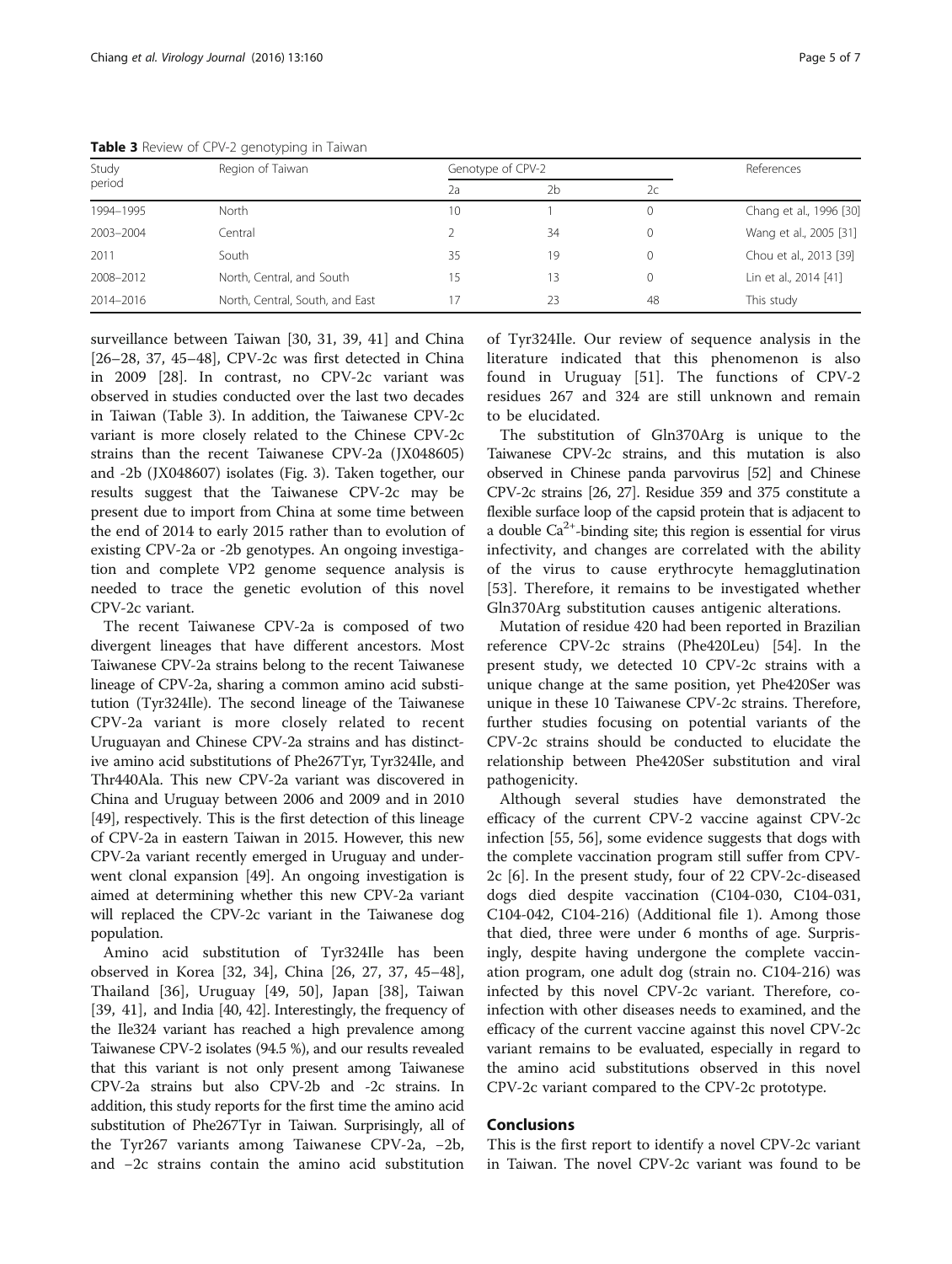**Table 3** Review of CPV-2 genotyping in Taiwan

| Study period | Region of Taiwan | Genotype of CPV-2 | | | References |
|---|---|---|---|---|---|
| | | 2a | 2b | 2c | |
| 1994–1995 | North | 10 | 1 | 0 | Chang et al., 1996 [30] |
| 2003–2004 | Central | 2 | 34 | 0 | Wang et al., 2005 [31] |
| 2011 | South | 35 | 19 | 0 | Chou et al., 2013 [39] |
| 2008–2012 | North, Central, and South | 15 | 13 | 0 | Lin et al., 2014 [41] |
| 2014–2016 | North, Central, South, and East | 17 | 23 | 48 | This study |

surveillance between Taiwan [30, 31, 39, 41] and China [26–28, 37, 45–48], CPV-2c was first detected in China in 2009 [28]. In contrast, no CPV-2c variant was observed in studies conducted over the last two decades in Taiwan (Table 3). In addition, the Taiwanese CPV-2c variant is more closely related to the Chinese CPV-2c strains than the recent Taiwanese CPV-2a (JX048605) and -2b (JX048607) isolates (Fig. 3). Taken together, our results suggest that the Taiwanese CPV-2c may be present due to import from China at some time between the end of 2014 to early 2015 rather than to evolution of existing CPV-2a or -2b genotypes. An ongoing investigation and complete VP2 genome sequence analysis is needed to trace the genetic evolution of this novel CPV-2c variant.

The recent Taiwanese CPV-2a is composed of two divergent lineages that have different ancestors. Most Taiwanese CPV-2a strains belong to the recent Taiwanese lineage of CPV-2a, sharing a common amino acid substitution (Tyr324Ile). The second lineage of the Taiwanese CPV-2a variant is more closely related to recent Uruguayan and Chinese CPV-2a strains and has distinctive amino acid substitutions of Phe267Tyr, Tyr324Ile, and Thr440Ala. This new CPV-2a variant was discovered in China and Uruguay between 2006 and 2009 and in 2010 [49], respectively. This is the first detection of this lineage of CPV-2a in eastern Taiwan in 2015. However, this new CPV-2a variant recently emerged in Uruguay and underwent clonal expansion [49]. An ongoing investigation is aimed at determining whether this new CPV-2a variant will replaced the CPV-2c variant in the Taiwanese dog population.

Amino acid substitution of Tyr324Ile has been observed in Korea [32, 34], China [26, 27, 37, 45–48], Thailand [36], Uruguay [49, 50], Japan [38], Taiwan [39, 41], and India [40, 42]. Interestingly, the frequency of the Ile324 variant has reached a high prevalence among Taiwanese CPV-2 isolates (94.5 %), and our results revealed that this variant is not only present among Taiwanese CPV-2a strains but also CPV-2b and -2c strains. In addition, this study reports for the first time the amino acid substitution of Phe267Tyr in Taiwan. Surprisingly, all of the Tyr267 variants among Taiwanese CPV-2a, −2b, and −2c strains contain the amino acid substitution of Tyr324Ile. Our review of sequence analysis in the literature indicated that this phenomenon is also found in Uruguay [51]. The functions of CPV-2 residues 267 and 324 are still unknown and remain to be elucidated.

The substitution of Gln370Arg is unique to the Taiwanese CPV-2c strains, and this mutation is also observed in Chinese panda parvovirus [52] and Chinese CPV-2c strains [26, 27]. Residue 359 and 375 constitute a flexible surface loop of the capsid protein that is adjacent to a double $Ca^{2+}$-binding site; this region is essential for virus infectivity, and changes are correlated with the ability of the virus to cause erythrocyte hemagglutination [53]. Therefore, it remains to be investigated whether Gln370Arg substitution causes antigenic alterations.

Mutation of residue 420 had been reported in Brazilian reference CPV-2c strains (Phe420Leu) [54]. In the present study, we detected 10 CPV-2c strains with a unique change at the same position, yet Phe420Ser was unique in these 10 Taiwanese CPV-2c strains. Therefore, further studies focusing on potential variants of the CPV-2c strains should be conducted to elucidate the relationship between Phe420Ser substitution and viral pathogenicity.

Although several studies have demonstrated the efficacy of the current CPV-2 vaccine against CPV-2c infection [55, 56], some evidence suggests that dogs with the complete vaccination program still suffer from CPV-2c [6]. In the present study, four of 22 CPV-2c-diseased dogs died despite vaccination (C104-030, C104-031, C104-042, C104-216) (Additional file 1). Among those that died, three were under 6 months of age. Surprisingly, despite having undergone the complete vaccination program, one adult dog (strain no. C104-216) was infected by this novel CPV-2c variant. Therefore, co-infection with other diseases needs to examined, and the efficacy of the current vaccine against this novel CPV-2c variant remains to be evaluated, especially in regard to the amino acid substitutions observed in this novel CPV-2c variant compared to the CPV-2c prototype.

## Conclusions

This is the first report to identify a novel CPV-2c variant in Taiwan. The novel CPV-2c variant was found to be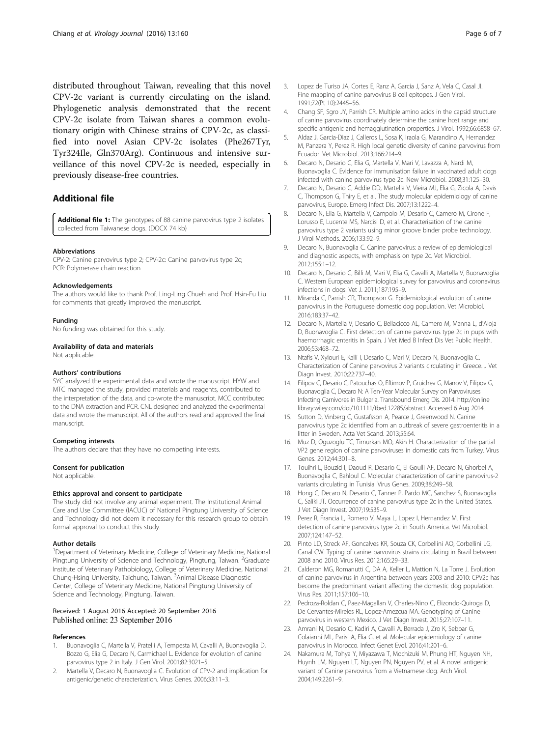distributed throughout Taiwan, revealing that this novel CPV-2c variant is currently circulating on the island. Phylogenetic analysis demonstrated that the recent CPV-2c isolate from Taiwan shares a common evolutionary origin with Chinese strains of CPV-2c, as classified into novel Asian CPV-2c isolates (Phe267Tyr, Tyr324Ile, Gln370Arg). Continuous and intensive surveillance of this novel CPV-2c is needed, especially in previously disease-free countries.

## Additional file

**Additional file 1:** The genotypes of 88 canine parvovirus type 2 isolates collected from Taiwanese dogs. (DOCX 74 kb)

#### Abbreviations

CPV-2: Canine parvovirus type 2; CPV-2c: Canine parvovirus type 2c; PCR: Polymerase chain reaction

#### Acknowledgements

The authors would like to thank Prof. Ling-Ling Chueh and Prof. Hsin-Fu Liu for comments that greatly improved the manuscript.

#### Funding

No funding was obtained for this study.

#### Availability of data and materials

Not applicable.

#### Authors' contributions

SYC analyzed the experimental data and wrote the manuscript. HYW and MTC managed the study, provided materials and reagents, contributed to the interpretation of the data, and co-wrote the manuscript. MCC contributed to the DNA extraction and PCR. CNL designed and analyzed the experimental data and wrote the manuscript. All of the authors read and approved the final manuscript.

#### Competing interests

The authors declare that they have no competing interests.

#### Consent for publication

Not applicable.

#### Ethics approval and consent to participate

The study did not involve any animal experiment. The Institutional Animal Care and Use Committee (IACUC) of National Pingtung University of Science and Technology did not deem it necessary for this research group to obtain formal approval to conduct this study.

#### Author details

[1]Department of Veterinary Medicine, College of Veterinary Medicine, National Pingtung University of Science and Technology, Pingtung, Taiwan. [2]Graduate Institute of Veterinary Pathobiology, College of Veterinary Medicine, National Chung-Hsing University, Taichung, Taiwan. [3]Animal Disease Diagnostic Center, College of Veterinary Medicine, National Pingtung University of Science and Technology, Pingtung, Taiwan.

Received: 1 August 2016 Accepted: 20 September 2016
Published online: 23 September 2016

#### References

1. Buonavoglia C, Martella V, Pratelli A, Tempesta M, Cavalli A, Buonavoglia D, Bozzo G, Elia G, Decaro N, Carmichael L. Evidence for evolution of canine parvovirus type 2 in Italy. J Gen Virol. 2001;82:3021–5.
2. Martella V, Decaro N, Buonavoglia C. Evolution of CPV-2 and implication for antigenic/genetic characterization. Virus Genes. 2006;33:11–3.
3. Lopez de Turiso JA, Cortes E, Ranz A, Garcia J, Sanz A, Vela C, Casal JI. Fine mapping of canine parvovirus B cell epitopes. J Gen Virol. 1991;72(Pt 10):2445–56.
4. Chang SF, Sgro JY, Parrish CR. Multiple amino acids in the capsid structure of canine parvovirus coordinately determine the canine host range and specific antigenic and hemagglutination properties. J Virol. 1992;66:6858–67.
5. Aldaz J, Garcia-Diaz J, Calleros L, Sosa K, Iraola G, Marandino A, Hernandez M, Panzera Y, Perez R. High local genetic diversity of canine parvovirus from Ecuador. Vet Microbiol. 2013;166:214–9.
6. Decaro N, Desario C, Elia G, Martella V, Mari V, Lavazza A, Nardi M, Buonavoglia C. Evidence for immunisation failure in vaccinated adult dogs infected with canine parvovirus type 2c. New Microbiol. 2008;31:125–30.
7. Decaro N, Desario C, Addie DD, Martella V, Vieira MJ, Elia G, Zicola A, Davis C, Thompson G, Thiry E, et al. The study molecular epidemiology of canine parvovirus, Europe. Emerg Infect Dis. 2007;13:1222–4.
8. Decaro N, Elia G, Martella V, Campolo M, Desario C, Camero M, Cirone F, Lorusso E, Lucente MS, Narcisi D, et al. Characterisation of the canine parvovirus type 2 variants using minor groove binder probe technology. J Virol Methods. 2006;133:92–9.
9. Decaro N, Buonavoglia C. Canine parvovirus: a review of epidemiological and diagnostic aspects, with emphasis on type 2c. Vet Microbiol. 2012;155:1–12.
10. Decaro N, Desario C, Billi M, Mari V, Elia G, Cavalli A, Martella V, Buonavoglia C. Western European epidemiological survey for parvovirus and coronavirus infections in dogs. Vet J. 2011;187:195–9.
11. Miranda C, Parrish CR, Thompson G. Epidemiological evolution of canine parvovirus in the Portuguese domestic dog population. Vet Microbiol. 2016;183:37–42.
12. Decaro N, Martella V, Desario C, Bellacicco AL, Camero M, Manna L, d'Aloja D, Buonavoglia C. First detection of canine parvovirus type 2c in pups with haemorrhagic enteritis in Spain. J Vet Med B Infect Dis Vet Public Health. 2006;53:468–72.
13. Ntafis V, Xylouri E, Kalli I, Desario C, Mari V, Decaro N, Buonavoglia C. Characterization of Canine parvovirus 2 variants circulating in Greece. J Vet Diagn Invest. 2010;22:737–40.
14. Filipov C, Desario C, Patouchas O, Eftimov P, Gruichev G, Manov V, Filipov G, Buonavoglia C, Decaro N: A Ten-Year Molecular Survey on Parvoviruses Infecting Carnivores in Bulgaria. Transbound Emerg Dis. 2014. http://onlinelibrary.wiley.com/doi/10.1111/tbed.12285/abstract. Accessed 6 Aug 2014.
15. Sutton D, Vinberg C, Gustafsson A, Pearce J, Greenwood N. Canine parvovirus type 2c identified from an outbreak of severe gastroenteritis in a litter in Sweden. Acta Vet Scand. 2013;55:64.
16. Muz D, Oguzoglu TC, Timurkan MO, Akin H. Characterization of the partial VP2 gene region of canine parvoviruses in domestic cats from Turkey. Virus Genes. 2012;44:301–8.
17. Touihri L, Bouzid I, Daoud R, Desario C, El Goulli AF, Decaro N, Ghorbel A, Buonavoglia C, Bahloul C. Molecular characterization of canine parvovirus-2 variants circulating in Tunisia. Virus Genes. 2009;38:249–58.
18. Hong C, Decaro N, Desario C, Tanner P, Pardo MC, Sanchez S, Buonavoglia C, Saliki JT. Occurrence of canine parvovirus type 2c in the United States. J Vet Diagn Invest. 2007;19:535–9.
19. Perez R, Francia L, Romero V, Maya L, Lopez I, Hernandez M. First detection of canine parvovirus type 2c in South America. Vet Microbiol. 2007;124:147–52.
20. Pinto LD, Streck AF, Goncalves KR, Souza CK, Corbellini AO, Corbellini LG, Canal CW. Typing of canine parvovirus strains circulating in Brazil between 2008 and 2010. Virus Res. 2012;165:29–33.
21. Calderon MG, Romanutti C, DA A, Keller L, Mattion N, La Torre J. Evolution of canine parvovirus in Argentina between years 2003 and 2010: CPV2c has become the predominant variant affecting the domestic dog population. Virus Res. 2011;157:106–10.
22. Pedroza-Roldan C, Paez-Magallan V, Charles-Nino C, Elizondo-Quiroga D, De Cervantes-Mireles RL, Lopez-Amezcua MA. Genotyping of Canine parvovirus in western Mexico. J Vet Diagn Invest. 2015;27:107–11.
23. Amrani N, Desario C, Kadiri A, Cavalli A, Berrada J, Zro K, Sebbar G, Colaianni ML, Parisi A, Elia G, et al. Molecular epidemiology of canine parvovirus in Morocco. Infect Genet Evol. 2016;41:201–6.
24. Nakamura M, Tohya Y, Miyazawa T, Mochizuki M, Phung HT, Nguyen NH, Huynh LM, Nguyen LT, Nguyen PN, Nguyen PV, et al. A novel antigenic variant of Canine parvovirus from a Vietnamese dog. Arch Virol. 2004;149:2261–9.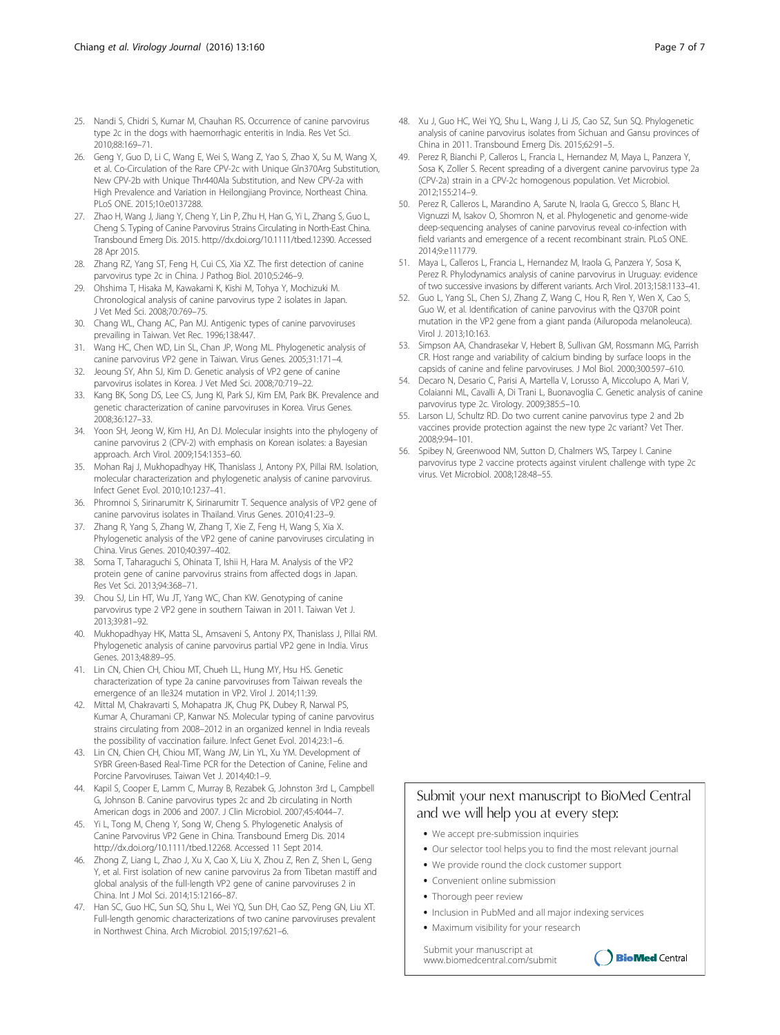25. Nandi S, Chidri S, Kumar M, Chauhan RS. Occurrence of canine parvovirus type 2c in the dogs with haemorrhagic enteritis in India. Res Vet Sci. 2010;88:169–71.
26. Geng Y, Guo D, Li C, Wang E, Wei S, Wang Z, Yao S, Zhao X, Su M, Wang X, et al. Co-Circulation of the Rare CPV-2c with Unique Gln370Arg Substitution, New CPV-2b with Unique Thr440Ala Substitution, and New CPV-2a with High Prevalence and Variation in Heilongjiang Province, Northeast China. PLoS ONE. 2015;10:e0137288.
27. Zhao H, Wang J, Jiang Y, Cheng Y, Lin P, Zhu H, Han G, Yi L, Zhang S, Guo L, Cheng S. Typing of Canine Parvovirus Strains Circulating in North-East China. Transbound Emerg Dis. 2015. http://dx.doi.org/10.1111/tbed.12390. Accessed 28 Apr 2015.
28. Zhang RZ, Yang ST, Feng H, Cui CS, Xia XZ. The first detection of canine parvovirus type 2c in China. J Pathog Biol. 2010;5:246–9.
29. Ohshima T, Hisaka M, Kawakami K, Kishi M, Tohya Y, Mochizuki M. Chronological analysis of canine parvovirus type 2 isolates in Japan. J Vet Med Sci. 2008;70:769–75.
30. Chang WL, Chang AC, Pan MJ. Antigenic types of canine parvoviruses prevailing in Taiwan. Vet Rec. 1996;138:447.
31. Wang HC, Chen WD, Lin SL, Chan JP, Wong ML. Phylogenetic analysis of canine parvovirus VP2 gene in Taiwan. Virus Genes. 2005;31:171–4.
32. Jeoung SY, Ahn SJ, Kim D. Genetic analysis of VP2 gene of canine parvovirus isolates in Korea. J Vet Med Sci. 2008;70:719–22.
33. Kang BK, Song DS, Lee CS, Jung KI, Park SJ, Kim EM, Park BK. Prevalence and genetic characterization of canine parvoviruses in Korea. Virus Genes. 2008;36:127–33.
34. Yoon SH, Jeong W, Kim HJ, An DJ. Molecular insights into the phylogeny of canine parvovirus 2 (CPV-2) with emphasis on Korean isolates: a Bayesian approach. Arch Virol. 2009;154:1353–60.
35. Mohan Raj J, Mukhopadhyay HK, Thanislass J, Antony PX, Pillai RM. Isolation, molecular characterization and phylogenetic analysis of canine parvovirus. Infect Genet Evol. 2010;10:1237–41.
36. Phromnoi S, Sirinarumitr K, Sirinarumitr T. Sequence analysis of VP2 gene of canine parvovirus isolates in Thailand. Virus Genes. 2010;41:23–9.
37. Zhang R, Yang S, Zhang W, Zhang T, Xie Z, Feng H, Wang S, Xia X. Phylogenetic analysis of the VP2 gene of canine parvoviruses circulating in China. Virus Genes. 2010;40:397–402.
38. Soma T, Taharaguchi S, Ohinata T, Ishii H, Hara M. Analysis of the VP2 protein gene of canine parvovirus strains from affected dogs in Japan. Res Vet Sci. 2013;94:368–71.
39. Chou SJ, Lin HT, Wu JT, Yang WC, Chan KW. Genotyping of canine parvovirus type 2 VP2 gene in southern Taiwan in 2011. Taiwan Vet J. 2013;39:81–92.
40. Mukhopadhyay HK, Matta SL, Amsaveni S, Antony PX, Thanislass J, Pillai RM. Phylogenetic analysis of canine parvovirus partial VP2 gene in India. Virus Genes. 2013;48:89–95.
41. Lin CN, Chien CH, Chiou MT, Chueh LL, Hung MY, Hsu HS. Genetic characterization of type 2a canine parvoviruses from Taiwan reveals the emergence of an Ile324 mutation in VP2. Virol J. 2014;11:39.
42. Mittal M, Chakravarti S, Mohapatra JK, Chug PK, Dubey R, Narwal PS, Kumar A, Churamani CP, Kanwar NS. Molecular typing of canine parvovirus strains circulating from 2008–2012 in an organized kennel in India reveals the possibility of vaccination failure. Infect Genet Evol. 2014;23:1–6.
43. Lin CN, Chien CH, Chiou MT, Wang JW, Lin YL, Xu YM. Development of SYBR Green-Based Real-Time PCR for the Detection of Canine, Feline and Porcine Parvoviruses. Taiwan Vet J. 2014;40:1–9.
44. Kapil S, Cooper E, Lamm C, Murray B, Rezabek G, Johnston 3rd L, Campbell G, Johnson B. Canine parvovirus types 2c and 2b circulating in North American dogs in 2006 and 2007. J Clin Microbiol. 2007;45:4044–7.
45. Yi L, Tong M, Cheng Y, Song W, Cheng S. Phylogenetic Analysis of Canine Parvovirus VP2 Gene in China. Transbound Emerg Dis. 2014 http://dx.doi.org/10.1111/tbed.12268. Accessed 11 Sept 2014.
46. Zhong Z, Liang L, Zhao J, Xu X, Cao X, Liu X, Zhou Z, Ren Z, Shen L, Geng Y, et al. First isolation of new canine parvovirus 2a from Tibetan mastiff and global analysis of the full-length VP2 gene of canine parvoviruses 2 in China. Int J Mol Sci. 2014;15:12166–87.
47. Han SC, Guo HC, Sun SQ, Shu L, Wei YQ, Sun DH, Cao SZ, Peng GN, Liu XT. Full-length genomic characterizations of two canine parvoviruses prevalent in Northwest China. Arch Microbiol. 2015;197:621–6.
48. Xu J, Guo HC, Wei YQ, Shu L, Wang J, Li JS, Cao SZ, Sun SQ. Phylogenetic analysis of canine parvovirus isolates from Sichuan and Gansu provinces of China in 2011. Transbound Emerg Dis. 2015;62:91–5.
49. Perez R, Bianchi P, Calleros L, Francia L, Hernandez M, Maya L, Panzera Y, Sosa K, Zoller S. Recent spreading of a divergent canine parvovirus type 2a (CPV-2a) strain in a CPV-2c homogenous population. Vet Microbiol. 2012;155:214–9.
50. Perez R, Calleros L, Marandino A, Sarute N, Iraola G, Grecco S, Blanc H, Vignuzzi M, Isakov O, Shomron N, et al. Phylogenetic and genome-wide deep-sequencing analyses of canine parvovirus reveal co-infection with field variants and emergence of a recent recombinant strain. PLoS ONE. 2014;9:e111779.
51. Maya L, Calleros L, Francia L, Hernandez M, Iraola G, Panzera Y, Sosa K, Perez R. Phylodynamics analysis of canine parvovirus in Uruguay: evidence of two successive invasions by different variants. Arch Virol. 2013;158:1133–41.
52. Guo L, Yang SL, Chen SJ, Zhang Z, Wang C, Hou R, Ren Y, Wen X, Cao S, Guo W, et al. Identification of canine parvovirus with the Q370R point mutation in the VP2 gene from a giant panda (Ailuropoda melanoleuca). Virol J. 2013;10:163.
53. Simpson AA, Chandrasekar V, Hebert B, Sullivan GM, Rossmann MG, Parrish CR. Host range and variability of calcium binding by surface loops in the capsids of canine and feline parvoviruses. J Mol Biol. 2000;300:597–610.
54. Decaro N, Desario C, Parisi A, Martella V, Lorusso A, Miccolupo A, Mari V, Colaianni ML, Cavalli A, Di Trani L, Buonavoglia C. Genetic analysis of canine parvovirus type 2c. Virology. 2009;385:5–10.
55. Larson LJ, Schultz RD. Do two current canine parvovirus type 2 and 2b vaccines provide protection against the new type 2c variant? Vet Ther. 2008;9:94–101.
56. Spibey N, Greenwood NM, Sutton D, Chalmers WS, Tarpey I. Canine parvovirus type 2 vaccine protects against virulent challenge with type 2c virus. Vet Microbiol. 2008;128:48–55.

Submit your next manuscript to BioMed Central and we will help you at every step:

- We accept pre-submission inquiries
- Our selector tool helps you to find the most relevant journal
- We provide round the clock customer support
- Convenient online submission
- Thorough peer review
- Inclusion in PubMed and all major indexing services
- Maximum visibility for your research

Submit your manuscript at www.biomedcentral.com/submit

BioMed Central